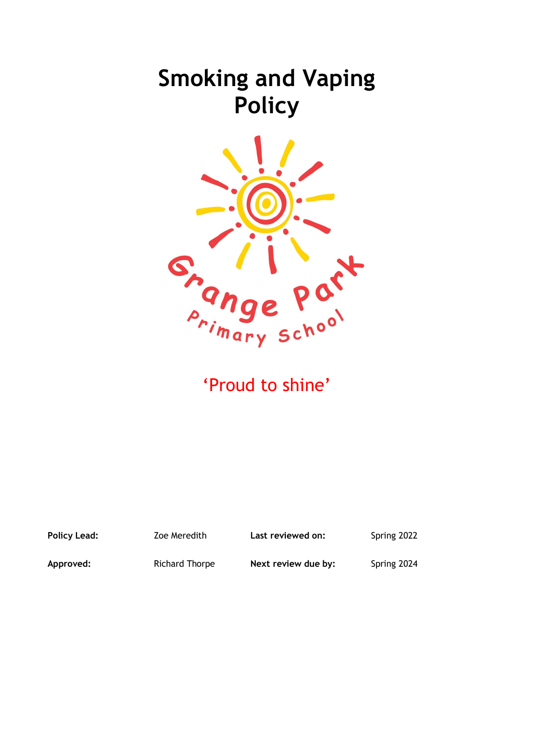# Smoking and Vaping Policy

Grange Park Primary School

'Proud to shine'

| **Policy Lead:** | Zoe Meredith | **Last reviewed on:** | Spring 2022 |
| --- | --- | --- | --- |
| **Approved:** | Richard Thorpe | **Next review due by:** | Spring 2024 |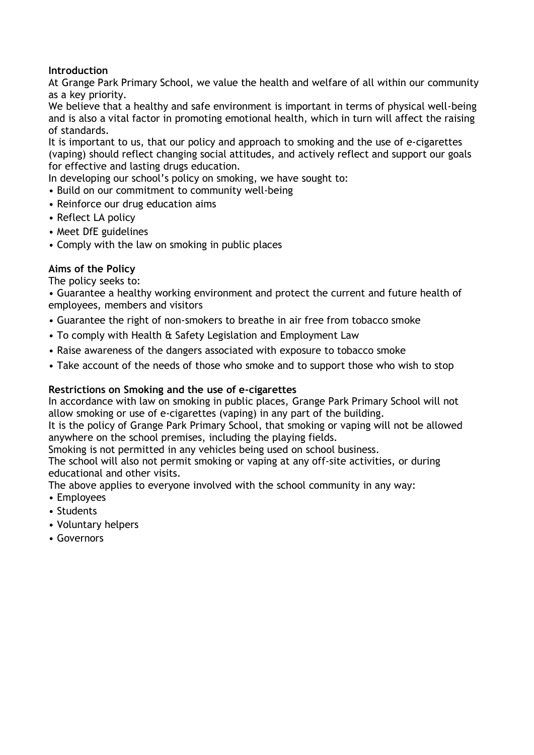**Introduction**

At Grange Park Primary School, we value the health and welfare of all within our community as a key priority.

We believe that a healthy and safe environment is important in terms of physical well-being and is also a vital factor in promoting emotional health, which in turn will affect the raising of standards.

It is important to us, that our policy and approach to smoking and the use of e-cigarettes (vaping) should reflect changing social attitudes, and actively reflect and support our goals for effective and lasting drugs education.

In developing our school's policy on smoking, we have sought to:

- Build on our commitment to community well-being
- Reinforce our drug education aims
- Reflect LA policy
- Meet DfE guidelines
- Comply with the law on smoking in public places

**Aims of the Policy**

The policy seeks to:

- Guarantee a healthy working environment and protect the current and future health of employees, members and visitors
- Guarantee the right of non-smokers to breathe in air free from tobacco smoke
- To comply with Health & Safety Legislation and Employment Law
- Raise awareness of the dangers associated with exposure to tobacco smoke
- Take account of the needs of those who smoke and to support those who wish to stop

**Restrictions on Smoking and the use of e-cigarettes**

In accordance with law on smoking in public places, Grange Park Primary School will not allow smoking or use of e-cigarettes (vaping) in any part of the building.

It is the policy of Grange Park Primary School, that smoking or vaping will not be allowed anywhere on the school premises, including the playing fields.

Smoking is not permitted in any vehicles being used on school business.

The school will also not permit smoking or vaping at any off-site activities, or during educational and other visits.

The above applies to everyone involved with the school community in any way:

- Employees
- Students
- Voluntary helpers
- Governors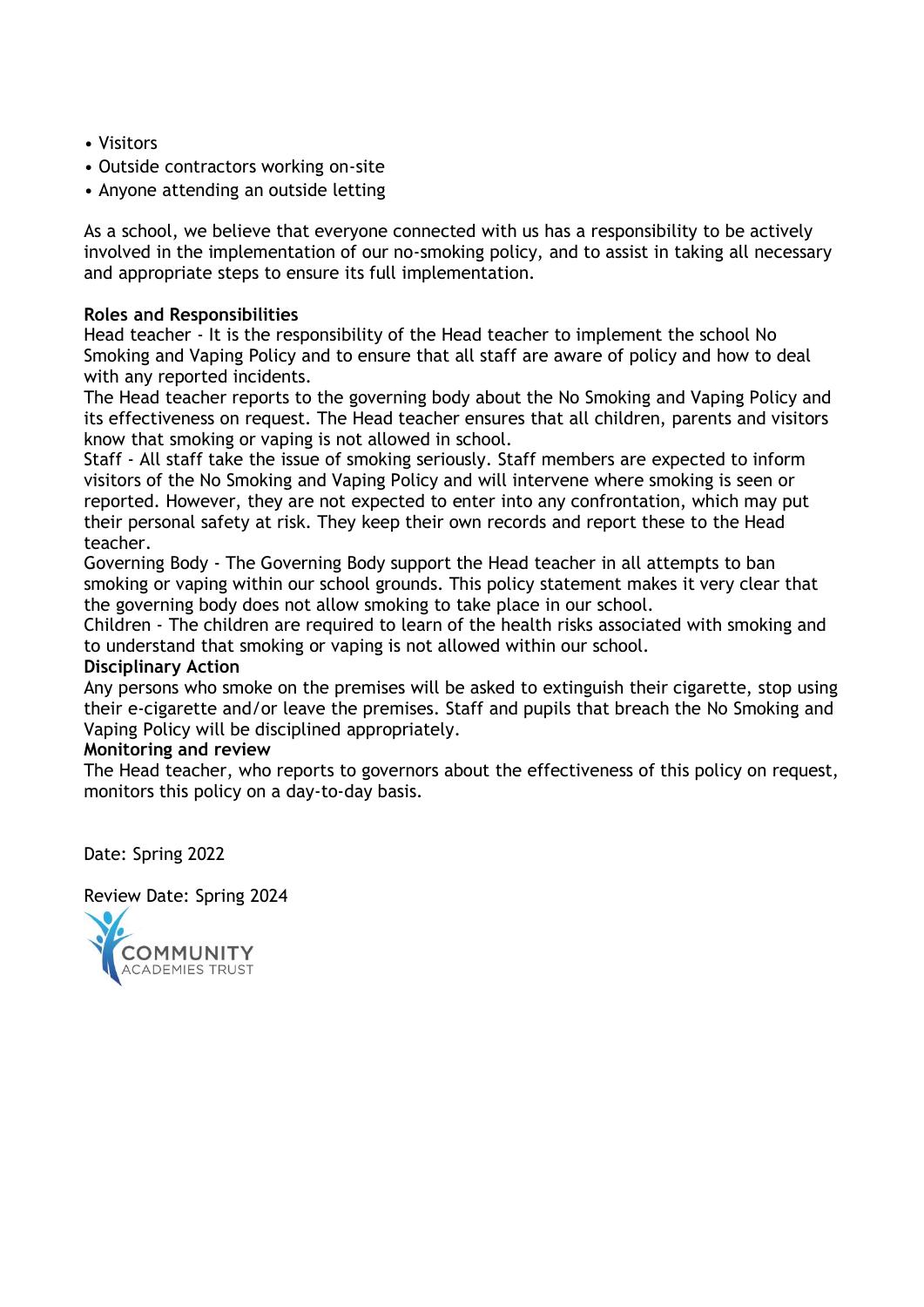- Visitors
- Outside contractors working on-site
- Anyone attending an outside letting

As a school, we believe that everyone connected with us has a responsibility to be actively involved in the implementation of our no-smoking policy, and to assist in taking all necessary and appropriate steps to ensure its full implementation.

**Roles and Responsibilities**

Head teacher - It is the responsibility of the Head teacher to implement the school No Smoking and Vaping Policy and to ensure that all staff are aware of policy and how to deal with any reported incidents.

The Head teacher reports to the governing body about the No Smoking and Vaping Policy and its effectiveness on request. The Head teacher ensures that all children, parents and visitors know that smoking or vaping is not allowed in school.

Staff - All staff take the issue of smoking seriously. Staff members are expected to inform visitors of the No Smoking and Vaping Policy and will intervene where smoking is seen or reported. However, they are not expected to enter into any confrontation, which may put their personal safety at risk. They keep their own records and report these to the Head teacher.

Governing Body - The Governing Body support the Head teacher in all attempts to ban smoking or vaping within our school grounds. This policy statement makes it very clear that the governing body does not allow smoking to take place in our school.

Children - The children are required to learn of the health risks associated with smoking and to understand that smoking or vaping is not allowed within our school.

**Disciplinary Action**

Any persons who smoke on the premises will be asked to extinguish their cigarette, stop using their e-cigarette and/or leave the premises. Staff and pupils that breach the No Smoking and Vaping Policy will be disciplined appropriately.

**Monitoring and review**

The Head teacher, who reports to governors about the effectiveness of this policy on request, monitors this policy on a day-to-day basis.

Date: Spring 2022

Review Date: Spring 2024

COMMUNITY ACADEMIES TRUST